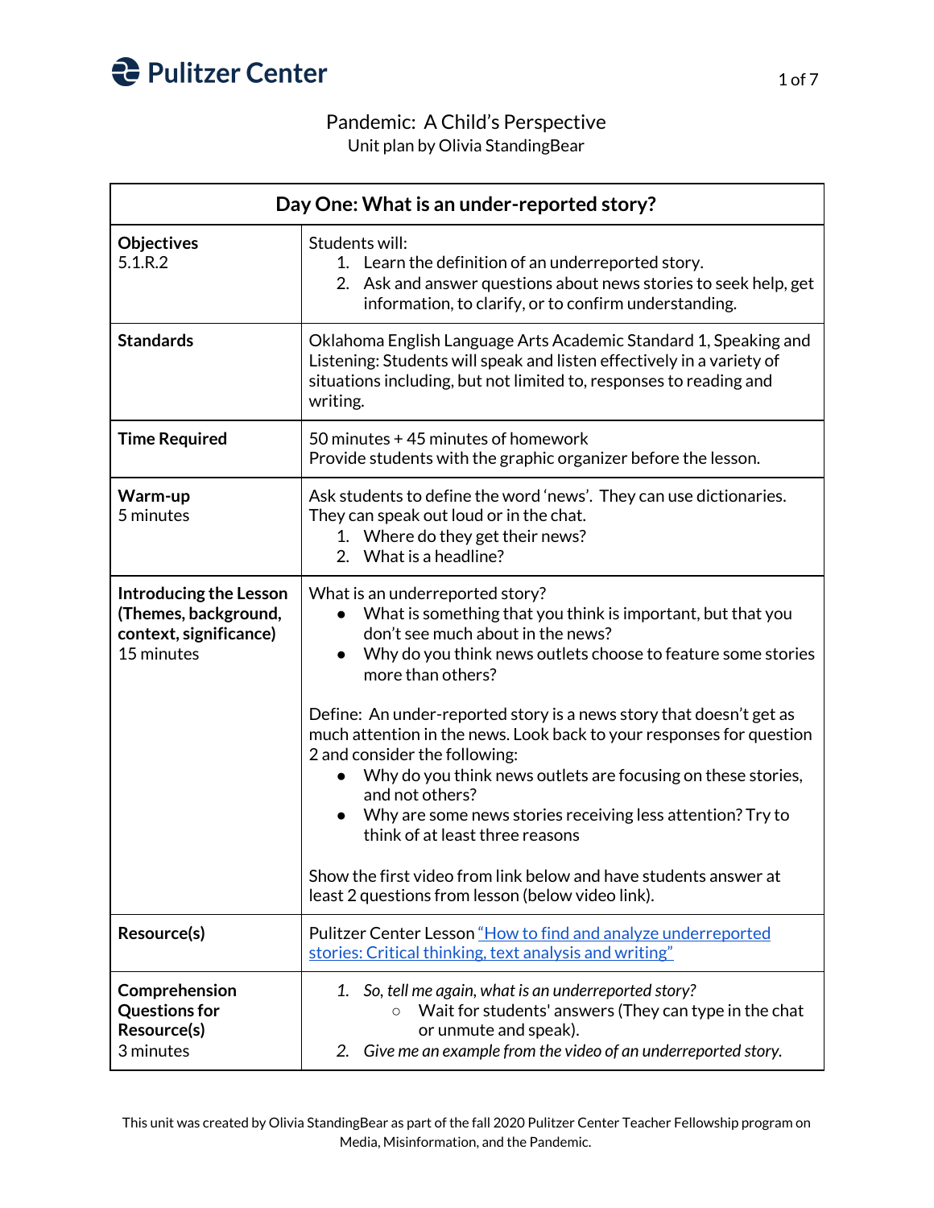Pulitzer Center

# Pandemic: A Child's Perspective

Unit plan by Olivia StandingBear

| Day One: What is an under-reported story? | |
|---|---|
| **Objectives**<br>5.1.R.2 | Students will:<br>1. Learn the definition of an underreported story.<br>2. Ask and answer questions about news stories to seek help, get information, to clarify, or to confirm understanding. |
| **Standards** | Oklahoma English Language Arts Academic Standard 1, Speaking and Listening: Students will speak and listen effectively in a variety of situations including, but not limited to, responses to reading and writing. |
| **Time Required** | 50 minutes + 45 minutes of homework<br>Provide students with the graphic organizer before the lesson. |
| **Warm-up**<br>5 minutes | Ask students to define the word 'news'. They can use dictionaries. They can speak out loud or in the chat.<br>1. Where do they get their news?<br>2. What is a headline? |
| **Introducing the Lesson (Themes, background, context, significance)**<br>15 minutes | What is an underreported story?<br>• What is something that you think is important, but that you don't see much about in the news?<br>• Why do you think news outlets choose to feature some stories more than others?<br><br>Define: An under-reported story is a news story that doesn't get as much attention in the news. Look back to your responses for question 2 and consider the following:<br>• Why do you think news outlets are focusing on these stories, and not others?<br>• Why are some news stories receiving less attention? Try to think of at least three reasons<br><br>Show the first video from link below and have students answer at least 2 questions from lesson (below video link). |
| **Resource(s)** | Pulitzer Center Lesson "How to find and analyze underreported stories: Critical thinking, text analysis and writing" |
| **Comprehension Questions for Resource(s)**<br>3 minutes | 1. *So, tell me again, what is an underreported story?*<br>&nbsp;&nbsp;&nbsp;&nbsp;○ Wait for students' answers (They can type in the chat or unmute and speak).<br>2. *Give me an example from the video of an underreported story.* |

This unit was created by Olivia StandingBear as part of the fall 2020 Pulitzer Center Teacher Fellowship program on Media, Misinformation, and the Pandemic.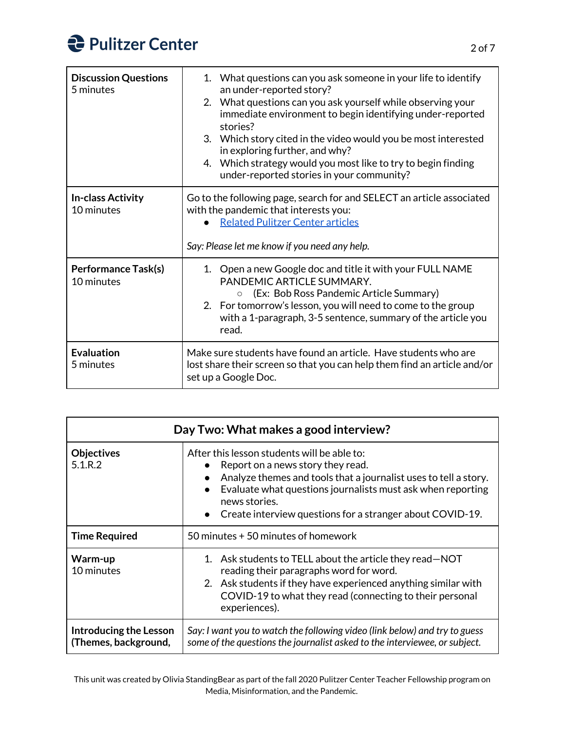| | |
|---|---|
| **Discussion Questions** 5 minutes | 1. What questions can you ask someone in your life to identify an under-reported story? 2. What questions can you ask yourself while observing your immediate environment to begin identifying under-reported stories? 3. Which story cited in the video would you be most interested in exploring further, and why? 4. Which strategy would you most like to try to begin finding under-reported stories in your community? |
| **In-class Activity** 10 minutes | Go to the following page, search for and SELECT an article associated with the pandemic that interests you: • Related Pulitzer Center articles<br><br>*Say: Please let me know if you need any help.* |
| **Performance Task(s)** 10 minutes | 1. Open a new Google doc and title it with your FULL NAME PANDEMIC ARTICLE SUMMARY. ○ (Ex: Bob Ross Pandemic Article Summary) 2. For tomorrow's lesson, you will need to come to the group with a 1-paragraph, 3-5 sentence, summary of the article you read. |
| **Evaluation** 5 minutes | Make sure students have found an article. Have students who are lost share their screen so that you can help them find an article and/or set up a Google Doc. |

| **Day Two: What makes a good interview?** | |
|---|---|
| **Objectives** 5.1.R.2 | After this lesson students will be able to: • Report on a news story they read. • Analyze themes and tools that a journalist uses to tell a story. • Evaluate what questions journalists must ask when reporting news stories. • Create interview questions for a stranger about COVID-19. |
| **Time Required** | 50 minutes + 50 minutes of homework |
| **Warm-up** 10 minutes | 1. Ask students to TELL about the article they read—NOT reading their paragraphs word for word. 2. Ask students if they have experienced anything similar with COVID-19 to what they read (connecting to their personal experiences). |
| **Introducing the Lesson (Themes, background,** | *Say: I want you to watch the following video (link below) and try to guess some of the questions the journalist asked to the interviewee, or subject.* |

This unit was created by Olivia StandingBear as part of the fall 2020 Pulitzer Center Teacher Fellowship program on Media, Misinformation, and the Pandemic.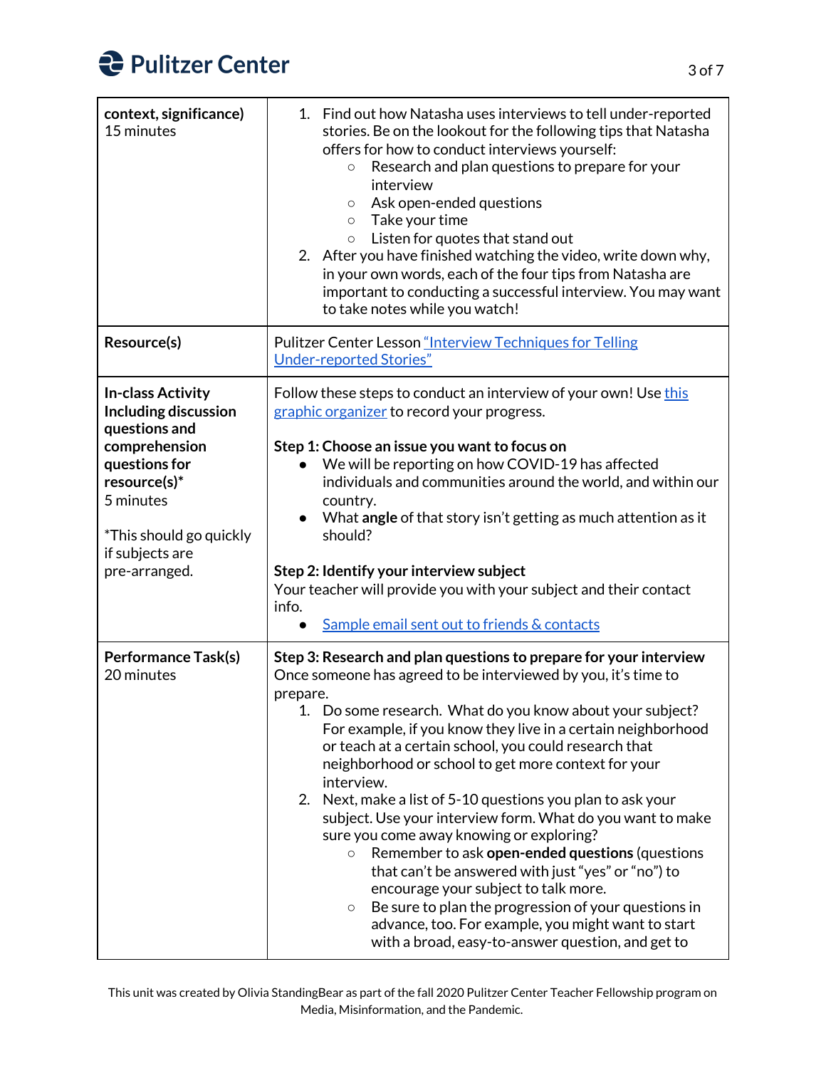| | |
|---|---|
| **context, significance)**<br>15 minutes | 1. Find out how Natasha uses interviews to tell under-reported stories. Be on the lookout for the following tips that Natasha offers for how to conduct interviews yourself:<br>&nbsp;&nbsp;&nbsp;&nbsp;○ Research and plan questions to prepare for your interview<br>&nbsp;&nbsp;&nbsp;&nbsp;○ Ask open-ended questions<br>&nbsp;&nbsp;&nbsp;&nbsp;○ Take your time<br>&nbsp;&nbsp;&nbsp;&nbsp;○ Listen for quotes that stand out<br>2. After you have finished watching the video, write down why, in your own words, each of the four tips from Natasha are important to conducting a successful interview. You may want to take notes while you watch! |
| **Resource(s)** | Pulitzer Center Lesson "Interview Techniques for Telling Under-reported Stories" |
| **In-class Activity Including discussion questions and comprehension questions for resource(s)***<br>5 minutes<br><br>*This should go quickly if subjects are pre-arranged. | Follow these steps to conduct an interview of your own! Use this graphic organizer to record your progress.<br><br>**Step 1: Choose an issue you want to focus on**<br>● We will be reporting on how COVID-19 has affected individuals and communities around the world, and within our country.<br>● What **angle** of that story isn't getting as much attention as it should?<br><br>**Step 2: Identify your interview subject**<br>Your teacher will provide you with your subject and their contact info.<br>● Sample email sent out to friends & contacts |
| **Performance Task(s)**<br>20 minutes | **Step 3: Research and plan questions to prepare for your interview**<br>Once someone has agreed to be interviewed by you, it's time to prepare.<br>1. Do some research. What do you know about your subject? For example, if you know they live in a certain neighborhood or teach at a certain school, you could research that neighborhood or school to get more context for your interview.<br>2. Next, make a list of 5-10 questions you plan to ask your subject. Use your interview form. What do you want to make sure you come away knowing or exploring?<br>&nbsp;&nbsp;&nbsp;&nbsp;○ Remember to ask **open-ended questions** (questions that can't be answered with just "yes" or "no") to encourage your subject to talk more.<br>&nbsp;&nbsp;&nbsp;&nbsp;○ Be sure to plan the progression of your questions in advance, too. For example, you might want to start with a broad, easy-to-answer question, and get to |

This unit was created by Olivia StandingBear as part of the fall 2020 Pulitzer Center Teacher Fellowship program on Media, Misinformation, and the Pandemic.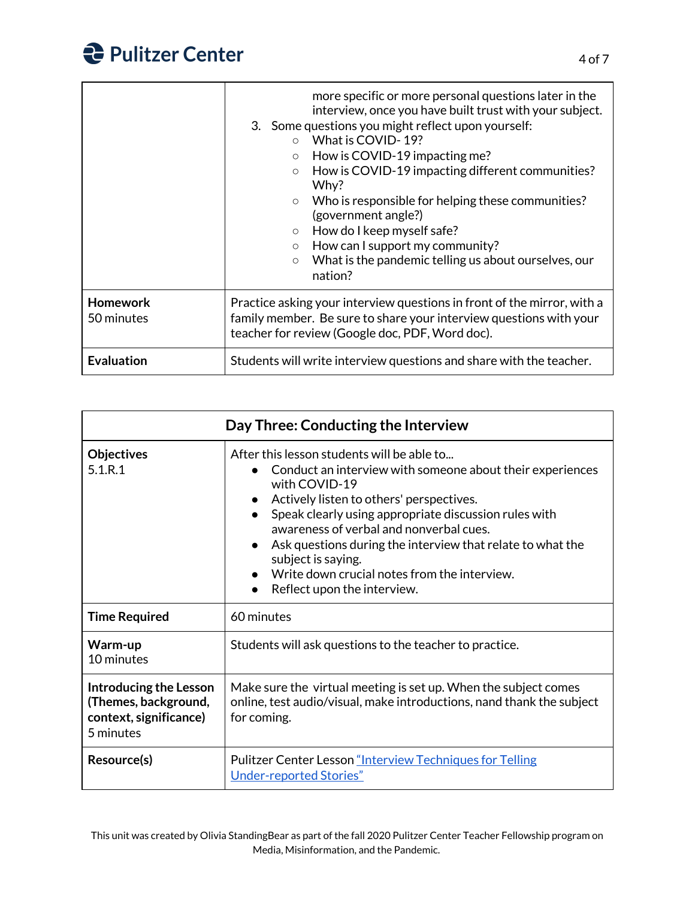| | |
|---|---|
| | more specific or more personal questions later in the interview, once you have built trust with your subject.<br>3. Some questions you might reflect upon yourself:<br>○ What is COVID- 19?<br>○ How is COVID-19 impacting me?<br>○ How is COVID-19 impacting different communities? Why?<br>○ Who is responsible for helping these communities? (government angle?)<br>○ How do I keep myself safe?<br>○ How can I support my community?<br>○ What is the pandemic telling us about ourselves, our nation? |
| **Homework**<br>50 minutes | Practice asking your interview questions in front of the mirror, with a family member. Be sure to share your interview questions with your teacher for review (Google doc, PDF, Word doc). |
| **Evaluation** | Students will write interview questions and share with the teacher. |

| **Day Three: Conducting the Interview** | |
|---|---|
| **Objectives**<br>5.1.R.1 | After this lesson students will be able to...<br>● Conduct an interview with someone about their experiences with COVID-19<br>● Actively listen to others' perspectives.<br>● Speak clearly using appropriate discussion rules with awareness of verbal and nonverbal cues.<br>● Ask questions during the interview that relate to what the subject is saying.<br>● Write down crucial notes from the interview.<br>● Reflect upon the interview. |
| **Time Required** | 60 minutes |
| **Warm-up**<br>10 minutes | Students will ask questions to the teacher to practice. |
| **Introducing the Lesson (Themes, background, context, significance)**<br>5 minutes | Make sure the virtual meeting is set up. When the subject comes online, test audio/visual, make introductions, nand thank the subject for coming. |
| **Resource(s)** | Pulitzer Center Lesson "Interview Techniques for Telling Under-reported Stories" |

This unit was created by Olivia StandingBear as part of the fall 2020 Pulitzer Center Teacher Fellowship program on Media, Misinformation, and the Pandemic.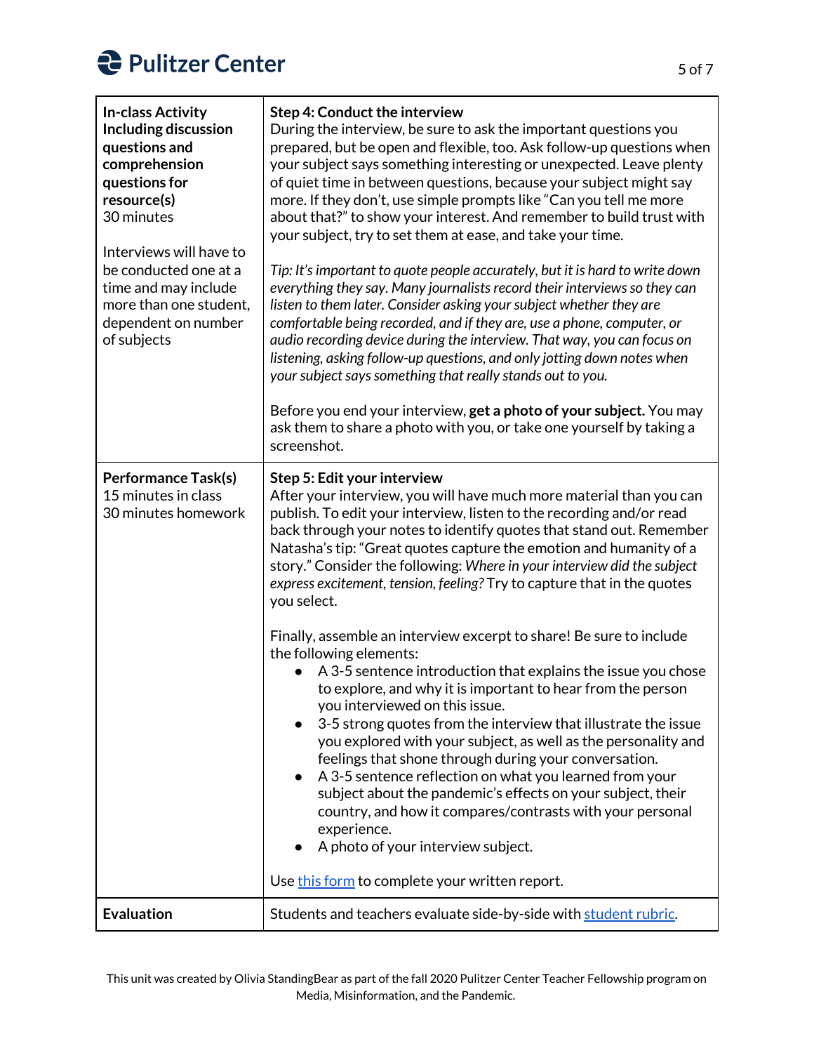| | |
|---|---|
| **In-class Activity Including discussion questions and comprehension questions for resource(s)**<br>30 minutes<br><br>Interviews will have to be conducted one at a time and may include more than one student, dependent on number of subjects | **Step 4: Conduct the interview**<br>During the interview, be sure to ask the important questions you prepared, but be open and flexible, too. Ask follow-up questions when your subject says something interesting or unexpected. Leave plenty of quiet time in between questions, because your subject might say more. If they don't, use simple prompts like "Can you tell me more about that?" to show your interest. And remember to build trust with your subject, try to set them at ease, and take your time.<br><br>*Tip: It's important to quote people accurately, but it is hard to write down everything they say. Many journalists record their interviews so they can listen to them later. Consider asking your subject whether they are comfortable being recorded, and if they are, use a phone, computer, or audio recording device during the interview. That way, you can focus on listening, asking follow-up questions, and only jotting down notes when your subject says something that really stands out to you.*<br><br>Before you end your interview, **get a photo of your subject.** You may ask them to share a photo with you, or take one yourself by taking a screenshot. |
| **Performance Task(s)**<br>15 minutes in class<br>30 minutes homework | **Step 5: Edit your interview**<br>After your interview, you will have much more material than you can publish. To edit your interview, listen to the recording and/or read back through your notes to identify quotes that stand out. Remember Natasha's tip: "Great quotes capture the emotion and humanity of a story." Consider the following: *Where in your interview did the subject express excitement, tension, feeling?* Try to capture that in the quotes you select.<br><br>Finally, assemble an interview excerpt to share! Be sure to include the following elements:<br>• A 3-5 sentence introduction that explains the issue you chose to explore, and why it is important to hear from the person you interviewed on this issue.<br>• 3-5 strong quotes from the interview that illustrate the issue you explored with your subject, as well as the personality and feelings that shone through during your conversation.<br>• A 3-5 sentence reflection on what you learned from your subject about the pandemic's effects on your subject, their country, and how it compares/contrasts with your personal experience.<br>• A photo of your interview subject.<br><br>Use this form to complete your written report. |
| **Evaluation** | Students and teachers evaluate side-by-side with student rubric. |

This unit was created by Olivia StandingBear as part of the fall 2020 Pulitzer Center Teacher Fellowship program on Media, Misinformation, and the Pandemic.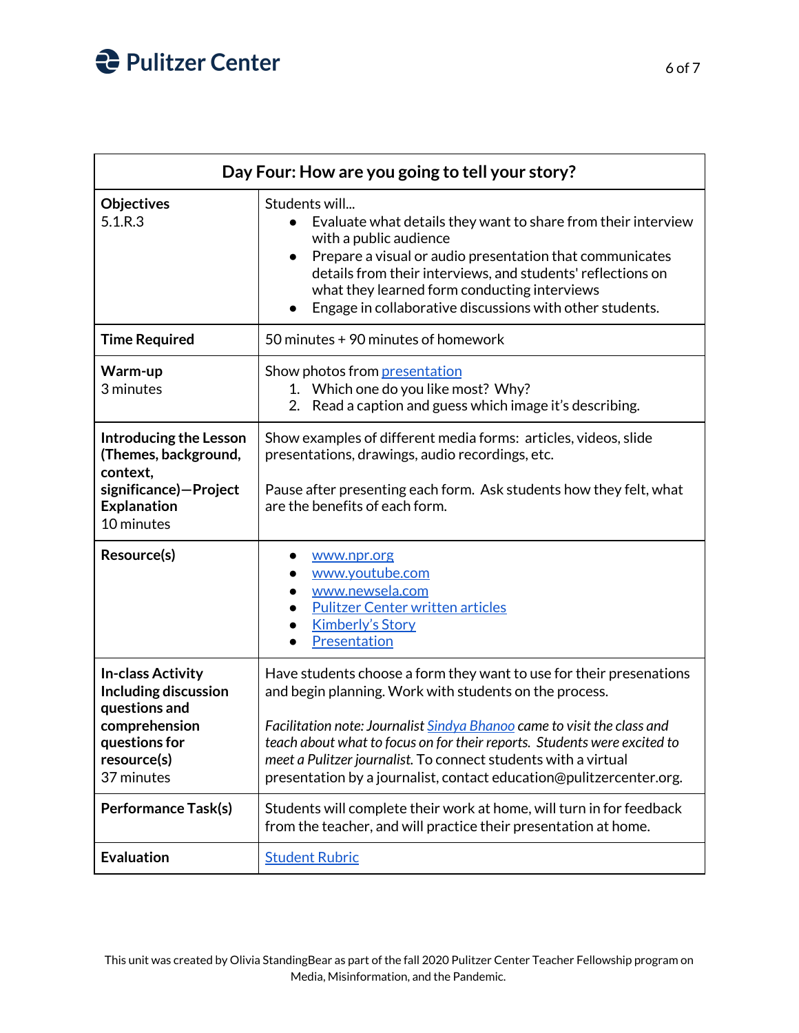| Day Four: How are you going to tell your story? | |
|---|---|
| **Objectives**<br>5.1.R.3 | Students will...<br>• Evaluate what details they want to share from their interview with a public audience<br>• Prepare a visual or audio presentation that communicates details from their interviews, and students' reflections on what they learned form conducting interviews<br>• Engage in collaborative discussions with other students. |
| **Time Required** | 50 minutes + 90 minutes of homework |
| **Warm-up**<br>3 minutes | Show photos from presentation<br>1. Which one do you like most? Why?<br>2. Read a caption and guess which image it's describing. |
| **Introducing the Lesson (Themes, background, context, significance)—Project Explanation**<br>10 minutes | Show examples of different media forms: articles, videos, slide presentations, drawings, audio recordings, etc.<br><br>Pause after presenting each form. Ask students how they felt, what are the benefits of each form. |
| **Resource(s)** | • www.npr.org<br>• www.youtube.com<br>• www.newsela.com<br>• Pulitzer Center written articles<br>• Kimberly's Story<br>• Presentation |
| **In-class Activity Including discussion questions and comprehension questions for resource(s)**<br>37 minutes | Have students choose a form they want to use for their presenations and begin planning. Work with students on the process.<br><br>*Facilitation note: Journalist Sindya Bhanoo came to visit the class and teach about what to focus on for their reports. Students were excited to meet a Pulitzer journalist.* To connect students with a virtual presentation by a journalist, contact education@pulitzercenter.org. |
| **Performance Task(s)** | Students will complete their work at home, will turn in for feedback from the teacher, and will practice their presentation at home. |
| **Evaluation** | Student Rubric |

This unit was created by Olivia StandingBear as part of the fall 2020 Pulitzer Center Teacher Fellowship program on Media, Misinformation, and the Pandemic.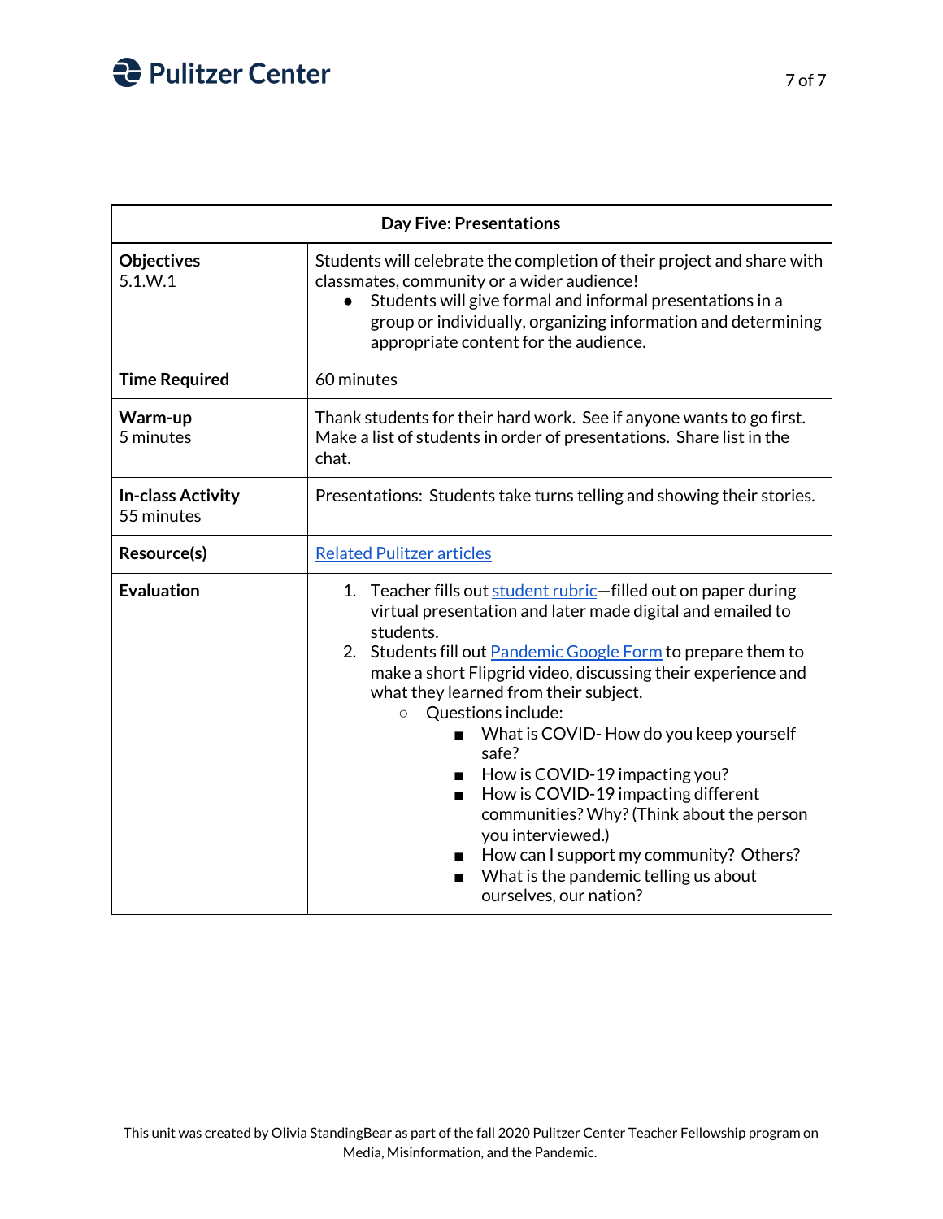| Day Five: Presentations | |
|---|---|
| **Objectives**<br>5.1.W.1 | Students will celebrate the completion of their project and share with classmates, community or a wider audience!<br>• Students will give formal and informal presentations in a group or individually, organizing information and determining appropriate content for the audience. |
| **Time Required** | 60 minutes |
| **Warm-up**<br>5 minutes | Thank students for their hard work. See if anyone wants to go first. Make a list of students in order of presentations. Share list in the chat. |
| **In-class Activity**<br>55 minutes | Presentations: Students take turns telling and showing their stories. |
| **Resource(s)** | Related Pulitzer articles |
| **Evaluation** | 1. Teacher fills out student rubric—filled out on paper during virtual presentation and later made digital and emailed to students.<br>2. Students fill out Pandemic Google Form to prepare them to make a short Flipgrid video, discussing their experience and what they learned from their subject.<br>○ Questions include:<br>■ What is COVID- How do you keep yourself safe?<br>■ How is COVID-19 impacting you?<br>■ How is COVID-19 impacting different communities? Why? (Think about the person you interviewed.)<br>■ How can I support my community? Others?<br>■ What is the pandemic telling us about ourselves, our nation? |

This unit was created by Olivia StandingBear as part of the fall 2020 Pulitzer Center Teacher Fellowship program on Media, Misinformation, and the Pandemic.